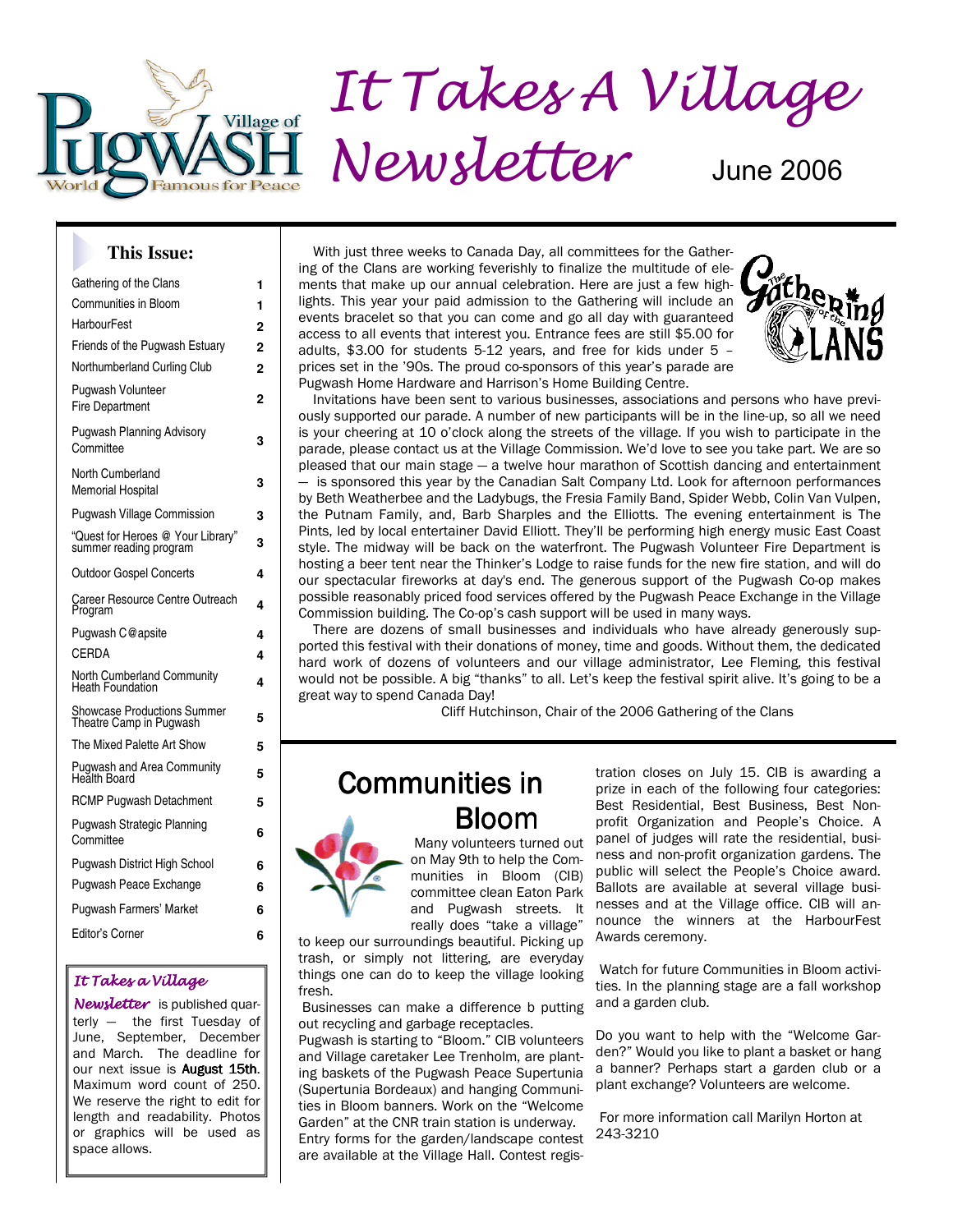# It Takes A Village Newsletter

June 2006

## This Issue:

| | |
|---|---|
| Gathering of the Clans | 1 |
| Communities in Bloom | 1 |
| HarbourFest | 2 |
| Friends of the Pugwash Estuary | 2 |
| Northumberland Curling Club | 2 |
| Pugwash Volunteer Fire Department | 2 |
| Pugwash Planning Advisory Committee | 3 |
| North Cumberland Memorial Hospital | 3 |
| Pugwash Village Commission | 3 |
| "Quest for Heroes @ Your Library" summer reading program | 3 |
| Outdoor Gospel Concerts | 4 |
| Career Resource Centre Outreach Program | 4 |
| Pugwash C@apsite | 4 |
| CERDA | 4 |
| North Cumberland Community Heath Foundation | 4 |
| Showcase Productions Summer Theatre Camp in Pugwash | 5 |
| The Mixed Palette Art Show | 5 |
| Pugwash and Area Community Health Board | 5 |
| RCMP Pugwash Detachment | 5 |
| Pugwash Strategic Planning Committee | 6 |
| Pugwash District High School | 6 |
| Pugwash Peace Exchange | 6 |
| Pugwash Farmers' Market | 6 |
| Editor's Corner | 6 |

*It Takes a Village Newsletter* is published quarterly — the first Tuesday of June, September, December and March. The deadline for our next issue is **August 15th**. Maximum word count of 250. We reserve the right to edit for length and readability. Photos or graphics will be used as space allows.

With just three weeks to Canada Day, all committees for the Gathering of the Clans are working feverishly to finalize the multitude of elements that make up our annual celebration. Here are just a few highlights. This year your paid admission to the Gathering will include an events bracelet so that you can come and go all day with guaranteed access to all events that interest you. Entrance fees are still $5.00 for adults, $3.00 for students 5-12 years, and free for kids under 5 – prices set in the '90s. The proud co-sponsors of this year's parade are Pugwash Home Hardware and Harrison's Home Building Centre.

Invitations have been sent to various businesses, associations and persons who have previously supported our parade. A number of new participants will be in the line-up, so all we need is your cheering at 10 o'clock along the streets of the village. If you wish to participate in the parade, please contact us at the Village Commission. We'd love to see you take part. We are so pleased that our main stage — a twelve hour marathon of Scottish dancing and entertainment — is sponsored this year by the Canadian Salt Company Ltd. Look for afternoon performances by Beth Weatherbee and the Ladybugs, the Fresia Family Band, Spider Webb, Colin Van Vulpen, the Putnam Family, and, Barb Sharples and the Elliotts. The evening entertainment is The Pints, led by local entertainer David Elliott. They'll be performing high energy music East Coast style. The midway will be back on the waterfront. The Pugwash Volunteer Fire Department is hosting a beer tent near the Thinker's Lodge to raise funds for the new fire station, and will do our spectacular fireworks at day's end. The generous support of the Pugwash Co-op makes possible reasonably priced food services offered by the Pugwash Peace Exchange in the Village Commission building. The Co-op's cash support will be used in many ways.

There are dozens of small businesses and individuals who have already generously supported this festival with their donations of money, time and goods. Without them, the dedicated hard work of dozens of volunteers and our village administrator, Lee Fleming, this festival would not be possible. A big "thanks" to all. Let's keep the festival spirit alive. It's going to be a great way to spend Canada Day!

Cliff Hutchinson, Chair of the 2006 Gathering of the Clans

## Communities in Bloom

Many volunteers turned out on May 9th to help the Communities in Bloom (CIB) committee clean Eaton Park and Pugwash streets. It really does "take a village" to keep our surroundings beautiful. Picking up trash, or simply not littering, are everyday things one can do to keep the village looking fresh.

Businesses can make a difference b putting out recycling and garbage receptacles.

Pugwash is starting to "Bloom." CIB volunteers and Village caretaker Lee Trenholm, are planting baskets of the Pugwash Peace Supertunia (Supertunia Bordeaux) and hanging Communities in Bloom banners. Work on the "Welcome Garden" at the CNR train station is underway. Entry forms for the garden/landscape contest are available at the Village Hall. Contest registration closes on July 15. CIB is awarding a prize in each of the following four categories: Best Residential, Best Business, Best Non-profit Organization and People's Choice. A panel of judges will rate the residential, business and non-profit organization gardens. The public will select the People's Choice award. Ballots are available at several village businesses and at the Village office. CIB will announce the winners at the HarbourFest Awards ceremony.

Watch for future Communities in Bloom activities. In the planning stage are a fall workshop and a garden club.

Do you want to help with the "Welcome Garden?" Would you like to plant a basket or hang a banner? Perhaps start a garden club or a plant exchange? Volunteers are welcome.

For more information call Marilyn Horton at 243-3210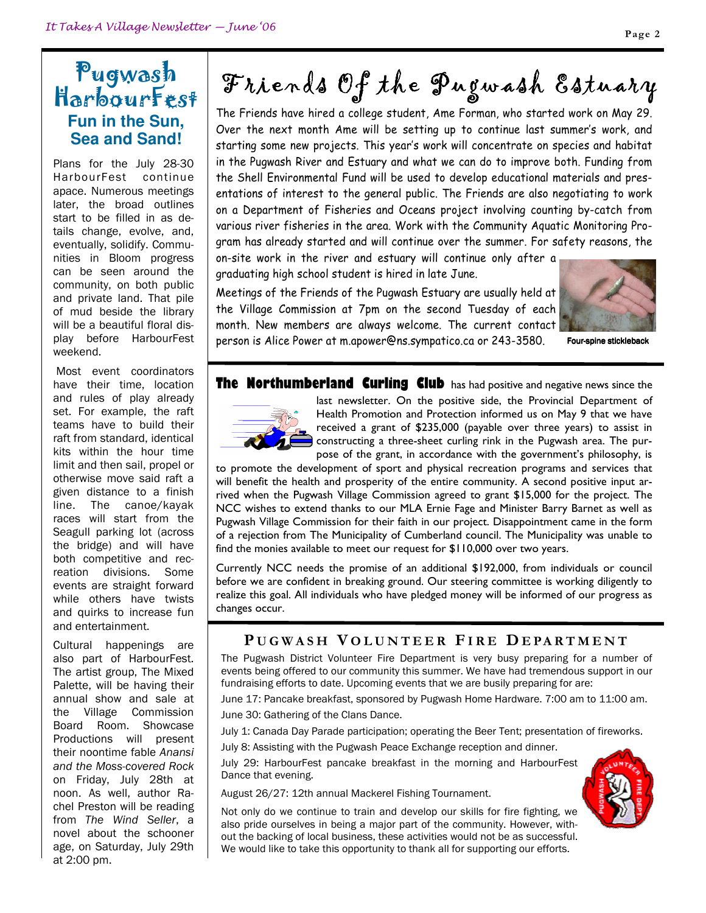## Pugwash HarbourFest

### Fun in the Sun, Sea and Sand!

Plans for the July 28-30 HarbourFest continue apace. Numerous meetings later, the broad outlines start to be filled in as details change, evolve, and, eventually, solidify. Communities in Bloom progress can be seen around the community, on both public and private land. That pile of mud beside the library will be a beautiful floral display before HarbourFest weekend.

Most event coordinators have their time, location and rules of play already set. For example, the raft teams have to build their raft from standard, identical kits within the hour time limit and then sail, propel or otherwise move said raft a given distance to a finish line. The canoe/kayak races will start from the Seagull parking lot (across the bridge) and will have both competitive and recreation divisions. Some events are straight forward while others have twists and quirks to increase fun and entertainment.

Cultural happenings are also part of HarbourFest. The artist group, The Mixed Palette, will be having their annual show and sale at the Village Commission Board Room. Showcase Productions will present their noontime fable *Anansi and the Moss-covered Rock* on Friday, July 28th at noon. As well, author Rachel Preston will be reading from *The Wind Seller*, a novel about the schooner age, on Saturday, July 29th at 2:00 pm.

## Friends Of the Pugwash Estuary

The Friends have hired a college student, Ame Forman, who started work on May 29. Over the next month Ame will be setting up to continue last summer's work, and starting some new projects. This year's work will concentrate on species and habitat in the Pugwash River and Estuary and what we can do to improve both. Funding from the Shell Environmental Fund will be used to develop educational materials and presentations of interest to the general public. The Friends are also negotiating to work on a Department of Fisheries and Oceans project involving counting by-catch from various river fisheries in the area. Work with the Community Aquatic Monitoring Program has already started and will continue over the summer. For safety reasons, the on-site work in the river and estuary will continue only after a graduating high school student is hired in late June.

Meetings of the Friends of the Pugwash Estuary are usually held at the Village Commission at 7pm on the second Tuesday of each month. New members are always welcome. The current contact person is Alice Power at m.apower@ns.sympatico.ca or 243-3580.

Four-spine stickleback

**The Northumberland Curling Club** has had positive and negative news since the last newsletter. On the positive side, the Provincial Department of Health Promotion and Protection informed us on May 9 that we have received a grant of $235,000 (payable over three years) to assist in constructing a three-sheet curling rink in the Pugwash area. The purpose of the grant, in accordance with the government's philosophy, is to promote the development of sport and physical recreation programs and services that will benefit the health and prosperity of the entire community. A second positive input arrived when the Pugwash Village Commission agreed to grant $15,000 for the project. The NCC wishes to extend thanks to our MLA Ernie Fage and Minister Barry Barnet as well as Pugwash Village Commission for their faith in our project. Disappointment came in the form of a rejection from The Municipality of Cumberland council. The Municipality was unable to find the monies available to meet our request for $110,000 over two years.

Currently NCC needs the promise of an additional $192,000, from individuals or council before we are confident in breaking ground. Our steering committee is working diligently to realize this goal. All individuals who have pledged money will be informed of our progress as changes occur.

## Pugwash Volunteer Fire Department

The Pugwash District Volunteer Fire Department is very busy preparing for a number of events being offered to our community this summer. We have had tremendous support in our fundraising efforts to date. Upcoming events that we are busily preparing for are:

June 17: Pancake breakfast, sponsored by Pugwash Home Hardware. 7:00 am to 11:00 am.

June 30: Gathering of the Clans Dance.

July 1: Canada Day Parade participation; operating the Beer Tent; presentation of fireworks.

July 8: Assisting with the Pugwash Peace Exchange reception and dinner.

July 29: HarbourFest pancake breakfast in the morning and HarbourFest Dance that evening.

August 26/27: 12th annual Mackerel Fishing Tournament.

Not only do we continue to train and develop our skills for fire fighting, we also pride ourselves in being a major part of the community. However, without the backing of local business, these activities would not be as successful. We would like to take this opportunity to thank all for supporting our efforts.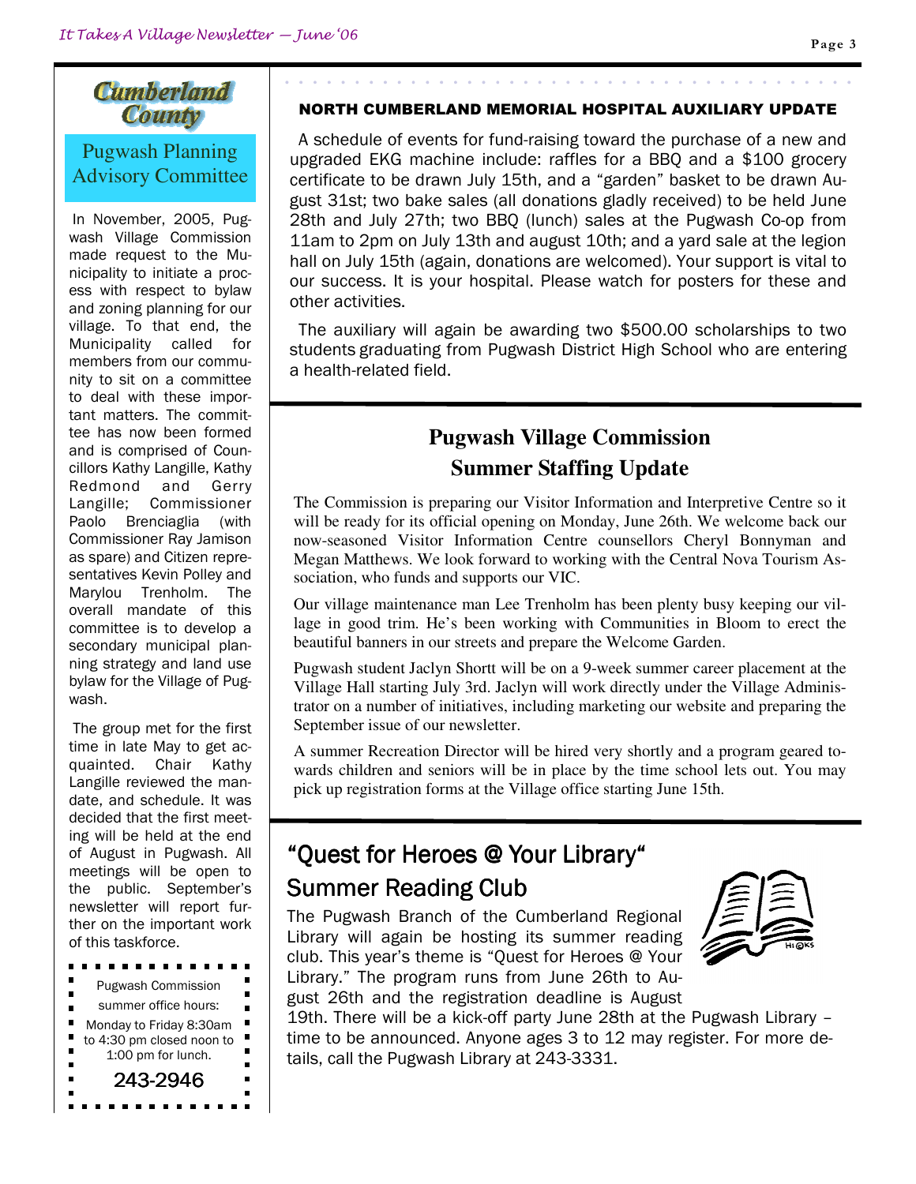# Cumberland County

## Pugwash Planning Advisory Committee

In November, 2005, Pugwash Village Commission made request to the Municipality to initiate a process with respect to bylaw and zoning planning for our village. To that end, the Municipality called for members from our community to sit on a committee to deal with these important matters. The committee has now been formed and is comprised of Councillors Kathy Langille, Kathy Redmond and Gerry Langille; Commissioner Paolo Brenciaglia (with Commissioner Ray Jamison as spare) and Citizen representatives Kevin Polley and Marylou Trenholm. The overall mandate of this committee is to develop a secondary municipal planning strategy and land use bylaw for the Village of Pugwash.

The group met for the first time in late May to get acquainted. Chair Kathy Langille reviewed the mandate, and schedule. It was decided that the first meeting will be held at the end of August in Pugwash. All meetings will be open to the public. September's newsletter will report further on the important work of this taskforce.

Pugwash Commission summer office hours:
Monday to Friday 8:30am to 4:30 pm closed noon to 1:00 pm for lunch.

**243-2946**

## NORTH CUMBERLAND MEMORIAL HOSPITAL AUXILIARY UPDATE

A schedule of events for fund-raising toward the purchase of a new and upgraded EKG machine include: raffles for a BBQ and a $100 grocery certificate to be drawn July 15th, and a "garden" basket to be drawn August 31st; two bake sales (all donations gladly received) to be held June 28th and July 27th; two BBQ (lunch) sales at the Pugwash Co-op from 11am to 2pm on July 13th and august 10th; and a yard sale at the legion hall on July 15th (again, donations are welcomed). Your support is vital to our success. It is your hospital. Please watch for posters for these and other activities.

The auxiliary will again be awarding two $500.00 scholarships to two students graduating from Pugwash District High School who are entering a health-related field.

## Pugwash Village Commission Summer Staffing Update

The Commission is preparing our Visitor Information and Interpretive Centre so it will be ready for its official opening on Monday, June 26th. We welcome back our now-seasoned Visitor Information Centre counsellors Cheryl Bonnyman and Megan Matthews. We look forward to working with the Central Nova Tourism Association, who funds and supports our VIC.

Our village maintenance man Lee Trenholm has been plenty busy keeping our village in good trim. He's been working with Communities in Bloom to erect the beautiful banners in our streets and prepare the Welcome Garden.

Pugwash student Jaclyn Shortt will be on a 9-week summer career placement at the Village Hall starting July 3rd. Jaclyn will work directly under the Village Administrator on a number of initiatives, including marketing our website and preparing the September issue of our newsletter.

A summer Recreation Director will be hired very shortly and a program geared towards children and seniors will be in place by the time school lets out. You may pick up registration forms at the Village office starting June 15th.

## "Quest for Heroes @ Your Library" Summer Reading Club

The Pugwash Branch of the Cumberland Regional Library will again be hosting its summer reading club. This year's theme is "Quest for Heroes @ Your Library." The program runs from June 26th to August 26th and the registration deadline is August 19th. There will be a kick-off party June 28th at the Pugwash Library – time to be announced. Anyone ages 3 to 12 may register. For more details, call the Pugwash Library at 243-3331.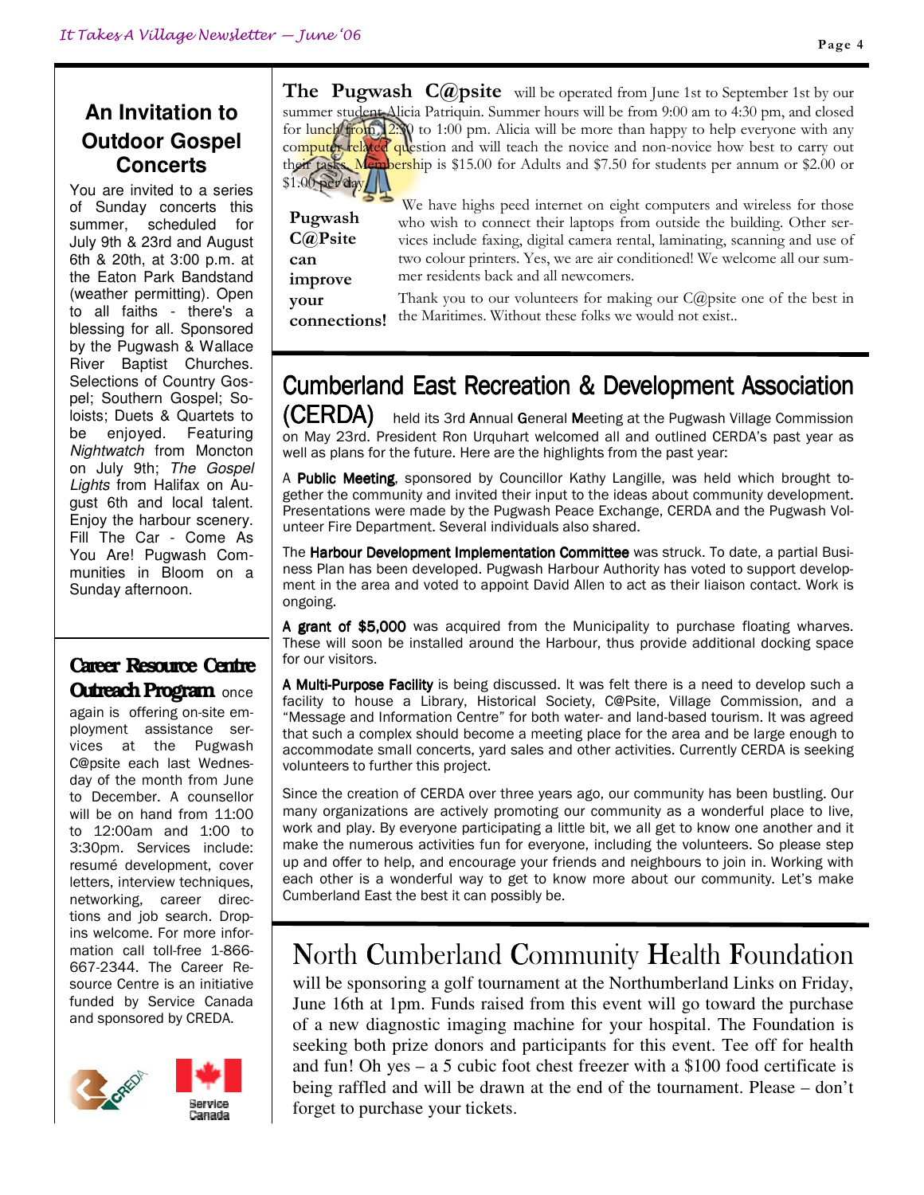## An Invitation to Outdoor Gospel Concerts

You are invited to a series of Sunday concerts this summer, scheduled for July 9th & 23rd and August 6th & 20th, at 3:00 p.m. at the Eaton Park Bandstand (weather permitting). Open to all faiths - there's a blessing for all. Sponsored by the Pugwash & Wallace River Baptist Churches. Selections of Country Gospel; Southern Gospel; Soloists; Duets & Quartets to be enjoyed. Featuring *Nightwatch* from Moncton on July 9th; *The Gospel Lights* from Halifax on August 6th and local talent. Enjoy the harbour scenery. Fill The Car - Come As You Are! Pugwash Communities in Bloom on a Sunday afternoon.

**Career Resource Centre Outreach Program** once again is offering on-site employment assistance services at the Pugwash C@psite each last Wednesday of the month from June to December. A counsellor will be on hand from 11:00 to 12:00am and 1:00 to 3:30pm. Services include: resumé development, cover letters, interview techniques, networking, career directions and job search. Drop-ins welcome. For more information call toll-free 1-866-667-2344. The Career Resource Centre is an initiative funded by Service Canada and sponsored by CREDA.

**The Pugwash C@psite** will be operated from June 1st to September 1st by our summer student Alicia Patriquin. Summer hours will be from 9:00 am to 4:30 pm, and closed for lunch from 12:30 to 1:00 pm. Alicia will be more than happy to help everyone with any computer related question and will teach the novice and non-novice how best to carry out their tasks. Membership is $15.00 for Adults and $7.50 for students per annum or $2.00 or $1.00 per day.

**Pugwash C@Psite can improve your connections!**

We have highs peed internet on eight computers and wireless for those who wish to connect their laptops from outside the building. Other services include faxing, digital camera rental, laminating, scanning and use of two colour printers. Yes, we are air conditioned! We welcome all our summer residents back and all newcomers.

Thank you to our volunteers for making our C@psite one of the best in the Maritimes. Without these folks we would not exist..

## Cumberland East Recreation & Development Association (CERDA)

held its 3rd **A**nnual **G**eneral **M**eeting at the Pugwash Village Commission on May 23rd. President Ron Urquhart welcomed all and outlined CERDA's past year as well as plans for the future. Here are the highlights from the past year:

A **Public Meeting**, sponsored by Councillor Kathy Langille, was held which brought together the community and invited their input to the ideas about community development. Presentations were made by the Pugwash Peace Exchange, CERDA and the Pugwash Volunteer Fire Department. Several individuals also shared.

The **Harbour Development Implementation Committee** was struck. To date, a partial Business Plan has been developed. Pugwash Harbour Authority has voted to support development in the area and voted to appoint David Allen to act as their liaison contact. Work is ongoing.

**A grant of $5,000** was acquired from the Municipality to purchase floating wharves. These will soon be installed around the Harbour, thus provide additional docking space for our visitors.

**A Multi-Purpose Facility** is being discussed. It was felt there is a need to develop such a facility to house a Library, Historical Society, C@Psite, Village Commission, and a "Message and Information Centre" for both water- and land-based tourism. It was agreed that such a complex should become a meeting place for the area and be large enough to accommodate small concerts, yard sales and other activities. Currently CERDA is seeking volunteers to further this project.

Since the creation of CERDA over three years ago, our community has been bustling. Our many organizations are actively promoting our community as a wonderful place to live, work and play. By everyone participating a little bit, we all get to know one another and it make the numerous activities fun for everyone, including the volunteers. So please step up and offer to help, and encourage your friends and neighbours to join in. Working with each other is a wonderful way to get to know more about our community. Let's make Cumberland East the best it can possibly be.

## North Cumberland Community Health Foundation

will be sponsoring a golf tournament at the Northumberland Links on Friday, June 16th at 1pm. Funds raised from this event will go toward the purchase of a new diagnostic imaging machine for your hospital. The Foundation is seeking both prize donors and participants for this event. Tee off for health and fun! Oh yes – a 5 cubic foot chest freezer with a $100 food certificate is being raffled and will be drawn at the end of the tournament. Please – don't forget to purchase your tickets.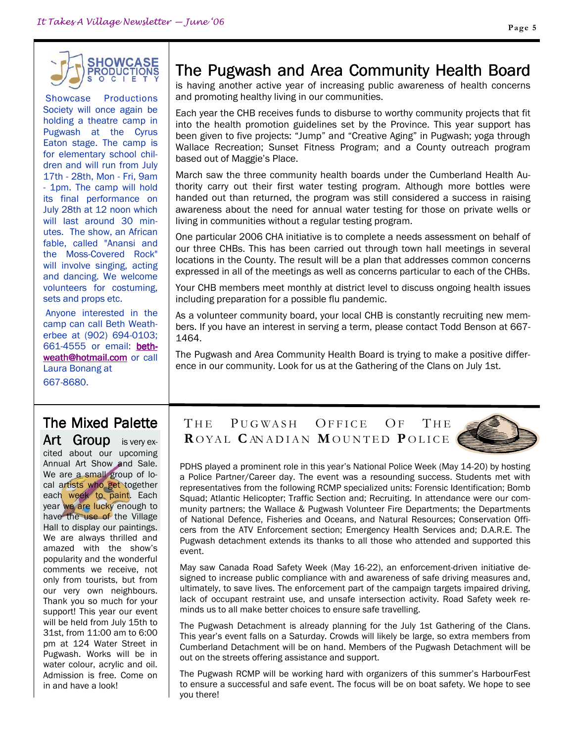## Showcase Productions Society

Showcase Productions Society will once again be holding a theatre camp in Pugwash at the Cyrus Eaton stage. The camp is for elementary school children and will run from July 17th - 28th, Mon - Fri, 9am - 1pm. The camp will hold its final performance on July 28th at 12 noon which will last around 30 minutes. The show, an African fable, called "Anansi and the Moss-Covered Rock" will involve singing, acting and dancing. We welcome volunteers for costuming, sets and props etc.

Anyone interested in the camp can call Beth Weatherbee at (902) 694-0103; 661-4555 or email: beth-weath@hotmail.com or call Laura Bonang at 667-8680.

# The Pugwash and Area Community Health Board

is having another active year of increasing public awareness of health concerns and promoting healthy living in our communities.

Each year the CHB receives funds to disburse to worthy community projects that fit into the health promotion guidelines set by the Province. This year support has been given to five projects: "Jump" and "Creative Aging" in Pugwash; yoga through Wallace Recreation; Sunset Fitness Program; and a County outreach program based out of Maggie's Place.

March saw the three community health boards under the Cumberland Health Authority carry out their first water testing program. Although more bottles were handed out than returned, the program was still considered a success in raising awareness about the need for annual water testing for those on private wells or living in communities without a regular testing program.

One particular 2006 CHA initiative is to complete a needs assessment on behalf of our three CHBs. This has been carried out through town hall meetings in several locations in the County. The result will be a plan that addresses common concerns expressed in all of the meetings as well as concerns particular to each of the CHBs.

Your CHB members meet monthly at district level to discuss ongoing health issues including preparation for a possible flu pandemic.

As a volunteer community board, your local CHB is constantly recruiting new members. If you have an interest in serving a term, please contact Todd Benson at 667-1464.

The Pugwash and Area Community Health Board is trying to make a positive difference in our community. Look for us at the Gathering of the Clans on July 1st.

# The Mixed Palette Art Group

is very excited about our upcoming Annual Art Show and Sale. We are a small group of local artists who get together each week to paint. Each year we are lucky enough to have the use of the Village Hall to display our paintings. We are always thrilled and amazed with the show's popularity and the wonderful comments we receive, not only from tourists, but from our very own neighbours. Thank you so much for your support! This year our event will be held from July 15th to 31st, from 11:00 am to 6:00 pm at 124 Water Street in Pugwash. Works will be in water colour, acrylic and oil. Admission is free. Come on in and have a look!

# The Pugwash Office of the Royal Canadian Mounted Police

PDHS played a prominent role in this year's National Police Week (May 14-20) by hosting a Police Partner/Career day. The event was a resounding success. Students met with representatives from the following RCMP specialized units: Forensic Identification; Bomb Squad; Atlantic Helicopter; Traffic Section and; Recruiting. In attendance were our community partners; the Wallace & Pugwash Volunteer Fire Departments; the Departments of National Defence, Fisheries and Oceans, and Natural Resources; Conservation Officers from the ATV Enforcement section; Emergency Health Services and; D.A.R.E. The Pugwash detachment extends its thanks to all those who attended and supported this event.

May saw Canada Road Safety Week (May 16-22), an enforcement-driven initiative designed to increase public compliance with and awareness of safe driving measures and, ultimately, to save lives. The enforcement part of the campaign targets impaired driving, lack of occupant restraint use, and unsafe intersection activity. Road Safety week reminds us to all make better choices to ensure safe travelling.

The Pugwash Detachment is already planning for the July 1st Gathering of the Clans. This year's event falls on a Saturday. Crowds will likely be large, so extra members from Cumberland Detachment will be on hand. Members of the Pugwash Detachment will be out on the streets offering assistance and support.

The Pugwash RCMP will be working hard with organizers of this summer's HarbourFest to ensure a successful and safe event. The focus will be on boat safety. We hope to see you there!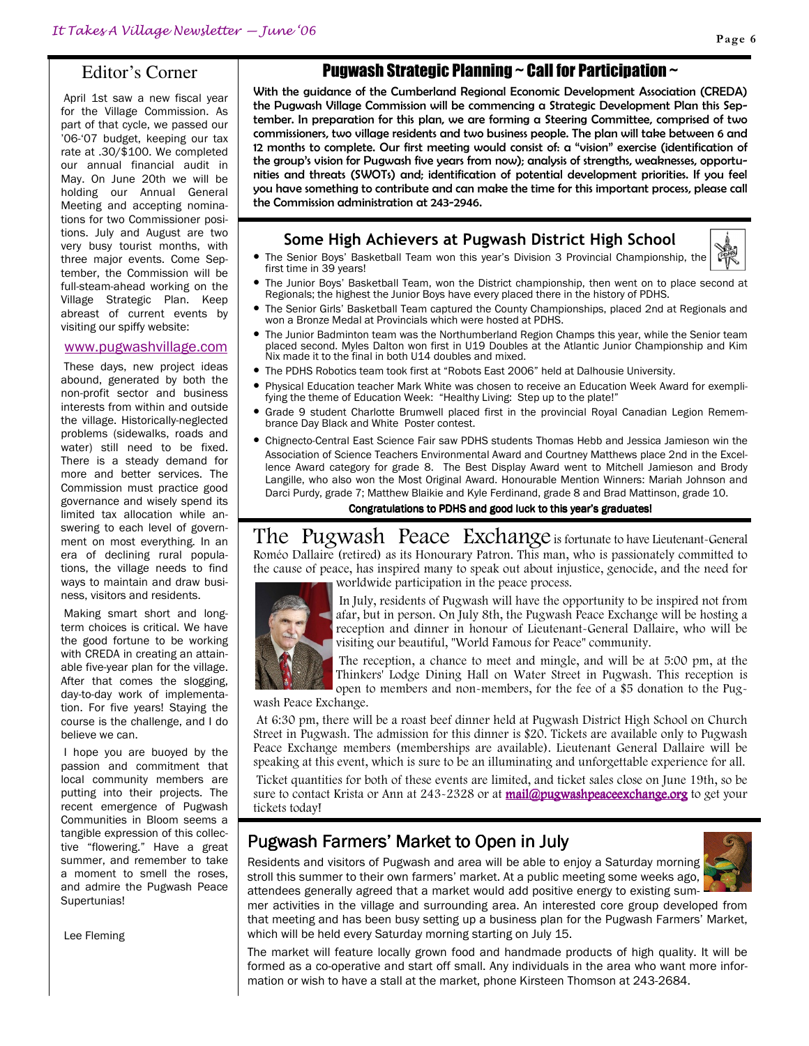## Editor's Corner

April 1st saw a new fiscal year for the Village Commission. As part of that cycle, we passed our '06-'07 budget, keeping our tax rate at .30/$100. We completed our annual financial audit in May. On June 20th we will be holding our Annual General Meeting and accepting nominations for two Commissioner positions. July and August are two very busy tourist months, with three major events. Come September, the Commission will be full-steam-ahead working on the Village Strategic Plan. Keep abreast of current events by visiting our spiffy website:

www.pugwashvillage.com

These days, new project ideas abound, generated by both the non-profit sector and business interests from within and outside the village. Historically-neglected problems (sidewalks, roads and water) still need to be fixed. There is a steady demand for more and better services. The Commission must practice good governance and wisely spend its limited tax allocation while answering to each level of government on most everything. In an era of declining rural populations, the village needs to find ways to maintain and draw business, visitors and residents.

Making smart short and long-term choices is critical. We have the good fortune to be working with CREDA in creating an attainable five-year plan for the village. After that comes the slogging, day-to-day work of implementation. For five years! Staying the course is the challenge, and I do believe we can.

I hope you are buoyed by the passion and commitment that local community members are putting into their projects. The recent emergence of Pugwash Communities in Bloom seems a tangible expression of this collective "flowering." Have a great summer, and remember to take a moment to smell the roses, and admire the Pugwash Peace Supertunias!

Lee Fleming

## Pugwash Strategic Planning ~ Call for Participation ~

**With the guidance of the Cumberland Regional Economic Development Association (CREDA) the Pugwash Village Commission will be commencing a Strategic Development Plan this September. In preparation for this plan, we are forming a Steering Committee, comprised of two commissioners, two village residents and two business people. The plan will take between 6 and 12 months to complete. Our first meeting would consist of: a "vision" exercise (identification of the group's vision for Pugwash five years from now); analysis of strengths, weaknesses, opportunities and threats (SWOTs) and; identification of potential development priorities. If you feel you have something to contribute and can make the time for this important process, please call the Commission administration at 243-2946.**

## Some High Achievers at Pugwash District High School

- The Senior Boys' Basketball Team won this year's Division 3 Provincial Championship, the first time in 39 years!
- The Junior Boys' Basketball Team, won the District championship, then went on to place second at Regionals; the highest the Junior Boys have every placed there in the history of PDHS.
- The Senior Girls' Basketball Team captured the County Championships, placed 2nd at Regionals and won a Bronze Medal at Provincials which were hosted at PDHS.
- The Junior Badminton team was the Northumberland Region Champs this year, while the Senior team placed second. Myles Dalton won first in U19 Doubles at the Atlantic Junior Championship and Kim Nix made it to the final in both U14 doubles and mixed.
- The PDHS Robotics team took first at "Robots East 2006" held at Dalhousie University.
- Physical Education teacher Mark White was chosen to receive an Education Week Award for exemplifying the theme of Education Week: "Healthy Living: Step up to the plate!"
- Grade 9 student Charlotte Brumwell placed first in the provincial Royal Canadian Legion Remembrance Day Black and White Poster contest.
- Chignecto-Central East Science Fair saw PDHS students Thomas Hebb and Jessica Jamieson win the Association of Science Teachers Environmental Award and Courtney Matthews place 2nd in the Excellence Award category for grade 8. The Best Display Award went to Mitchell Jamieson and Brody Langille, who also won the Most Original Award. Honourable Mention Winners: Mariah Johnson and Darci Purdy, grade 7; Matthew Blaikie and Kyle Ferdinand, grade 8 and Brad Mattinson, grade 10.

**Congratulations to PDHS and good luck to this year's graduates!**

## The Pugwash Peace Exchange

The Pugwash Peace Exchange is fortunate to have Lieutenant-General Roméo Dallaire (retired) as its Honourary Patron. This man, who is passionately committed to the cause of peace, has inspired many to speak out about injustice, genocide, and the need for worldwide participation in the peace process.

In July, residents of Pugwash will have the opportunity to be inspired not from afar, but in person. On July 8th, the Pugwash Peace Exchange will be hosting a reception and dinner in honour of Lieutenant-General Dallaire, who will be visiting our beautiful, "World Famous for Peace" community.

The reception, a chance to meet and mingle, and will be at 5:00 pm, at the Thinkers' Lodge Dining Hall on Water Street in Pugwash. This reception is open to members and non-members, for the fee of a $5 donation to the Pugwash Peace Exchange.

At 6:30 pm, there will be a roast beef dinner held at Pugwash District High School on Church Street in Pugwash. The admission for this dinner is $20. Tickets are available only to Pugwash Peace Exchange members (memberships are available). Lieutenant General Dallaire will be speaking at this event, which is sure to be an illuminating and unforgettable experience for all.

Ticket quantities for both of these events are limited, and ticket sales close on June 19th, so be sure to contact Krista or Ann at 243-2328 or at mail@pugwashpeaceexchange.org to get your tickets today!

## Pugwash Farmers' Market to Open in July

Residents and visitors of Pugwash and area will be able to enjoy a Saturday morning stroll this summer to their own farmers' market. At a public meeting some weeks ago, attendees generally agreed that a market would add positive energy to existing summer activities in the village and surrounding area. An interested core group developed from that meeting and has been busy setting up a business plan for the Pugwash Farmers' Market, which will be held every Saturday morning starting on July 15.

The market will feature locally grown food and handmade products of high quality. It will be formed as a co-operative and start off small. Any individuals in the area who want more information or wish to have a stall at the market, phone Kirsteen Thomson at 243-2684.